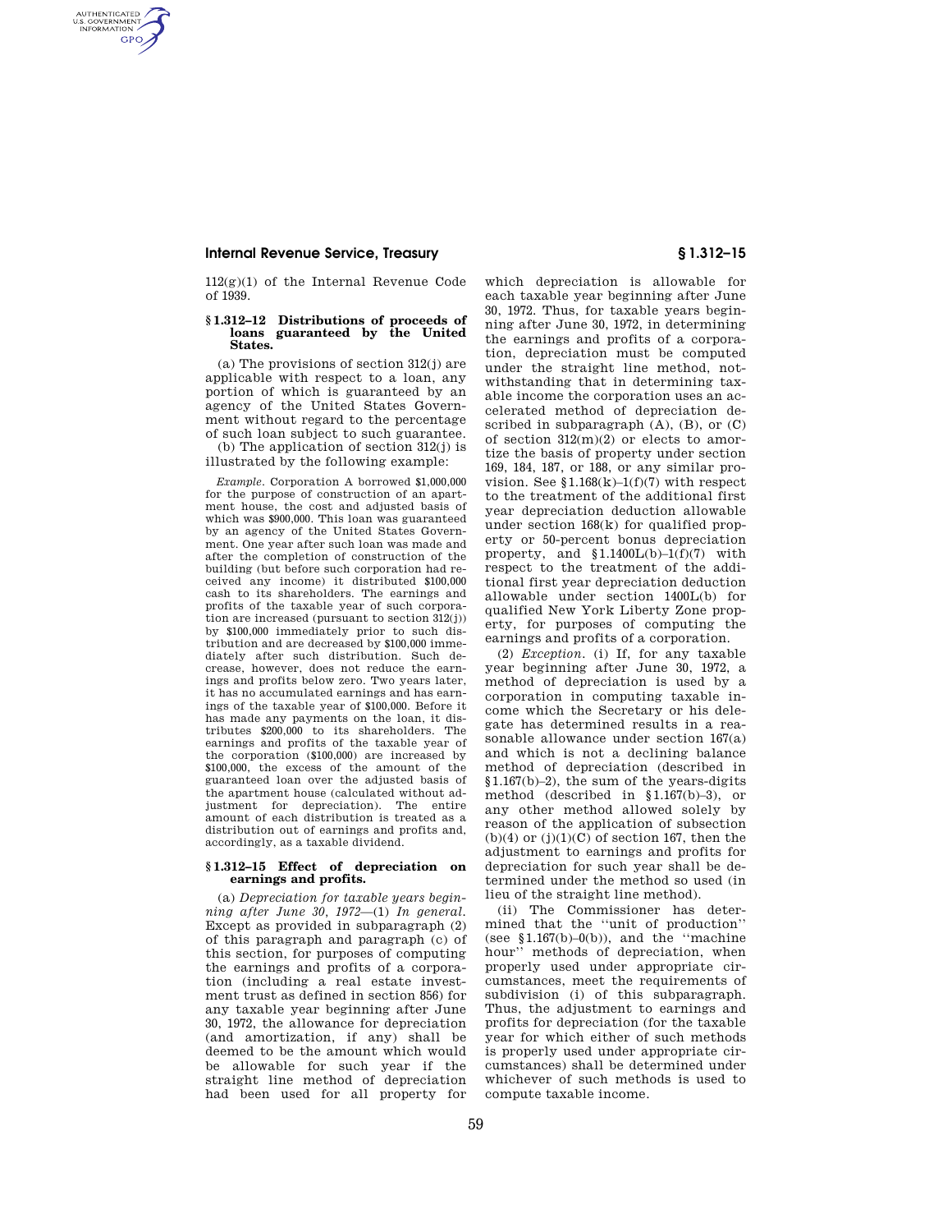112(g)(1) of the Internal Revenue Code of 1939.

### § 1.312–12 Distributions of proceeds of loans guaranteed by the United States.

(a) The provisions of section 312(j) are applicable with respect to a loan, any portion of which is guaranteed by an agency of the United States Government without regard to the percentage of such loan subject to such guarantee.

(b) The application of section 312(j) is illustrated by the following example:

*Example.* Corporation A borrowed $1,000,000 for the purpose of construction of an apartment house, the cost and adjusted basis of which was $900,000. This loan was guaranteed by an agency of the United States Government. One year after such loan was made and after the completion of construction of the building (but before such corporation had received any income) it distributed $100,000 cash to its shareholders. The earnings and profits of the taxable year of such corporation are increased (pursuant to section 312(j)) by $100,000 immediately prior to such distribution and are decreased by $100,000 immediately after such distribution. Such decrease, however, does not reduce the earnings and profits below zero. Two years later, it has no accumulated earnings and has earnings of the taxable year of $100,000. Before it has made any payments on the loan, it distributes $200,000 to its shareholders. The earnings and profits of the taxable year of the corporation ($100,000) are increased by $100,000, the excess of the amount of the guaranteed loan over the adjusted basis of the apartment house (calculated without adjustment for depreciation). The entire amount of each distribution is treated as a distribution out of earnings and profits and, accordingly, as a taxable dividend.

### § 1.312–15 Effect of depreciation on earnings and profits.

(a) *Depreciation for taxable years beginning after June 30, 1972*—(1) *In general.* Except as provided in subparagraph (2) of this paragraph and paragraph (c) of this section, for purposes of computing the earnings and profits of a corporation (including a real estate investment trust as defined in section 856) for any taxable year beginning after June 30, 1972, the allowance for depreciation (and amortization, if any) shall be deemed to be the amount which would be allowable for such year if the straight line method of depreciation had been used for all property for which depreciation is allowable for each taxable year beginning after June 30, 1972. Thus, for taxable years beginning after June 30, 1972, in determining the earnings and profits of a corporation, depreciation must be computed under the straight line method, notwithstanding that in determining taxable income the corporation uses an accelerated method of depreciation described in subparagraph (A), (B), or (C) of section 312(m)(2) or elects to amortize the basis of property under section 169, 184, 187, or 188, or any similar provision. See §1.168(k)–1(f)(7) with respect to the treatment of the additional first year depreciation deduction allowable under section 168(k) for qualified property or 50-percent bonus depreciation property, and §1.1400L(b)–1(f)(7) with respect to the treatment of the additional first year depreciation deduction allowable under section 1400L(b) for qualified New York Liberty Zone property, for purposes of computing the earnings and profits of a corporation.

(2) *Exception.* (i) If, for any taxable year beginning after June 30, 1972, a method of depreciation is used by a corporation in computing taxable income which the Secretary or his delegate has determined results in a reasonable allowance under section 167(a) and which is not a declining balance method of depreciation (described in §1.167(b)–2), the sum of the years-digits method (described in §1.167(b)–3), or any other method allowed solely by reason of the application of subsection (b)(4) or (j)(1)(C) of section 167, then the adjustment to earnings and profits for depreciation for such year shall be determined under the method so used (in lieu of the straight line method).

(ii) The Commissioner has determined that the "unit of production" (see §1.167(b)–0(b)), and the "machine hour" methods of depreciation, when properly used under appropriate circumstances, meet the requirements of subdivision (i) of this subparagraph. Thus, the adjustment to earnings and profits for depreciation (for the taxable year for which either of such methods is properly used under appropriate circumstances) shall be determined under whichever of such methods is used to compute taxable income.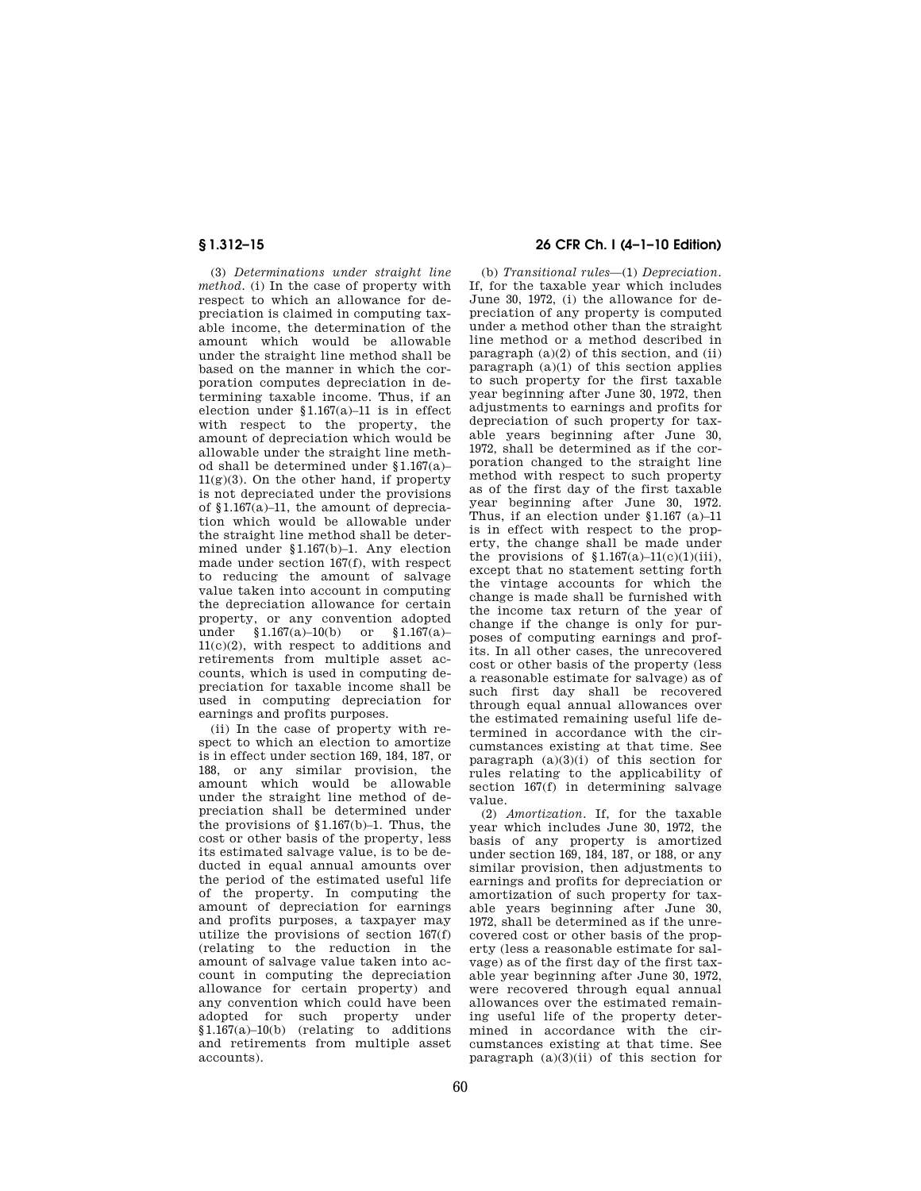(3) *Determinations under straight line method.* (i) In the case of property with respect to which an allowance for depreciation is claimed in computing taxable income, the determination of the amount which would be allowable under the straight line method shall be based on the manner in which the corporation computes depreciation in determining taxable income. Thus, if an election under §1.167(a)–11 is in effect with respect to the property, the amount of depreciation which would be allowable under the straight line method shall be determined under §1.167(a)–11(g)(3). On the other hand, if property is not depreciated under the provisions of §1.167(a)–11, the amount of depreciation which would be allowable under the straight line method shall be determined under §1.167(b)–1. Any election made under section 167(f), with respect to reducing the amount of salvage value taken into account in computing the depreciation allowance for certain property, or any convention adopted under §1.167(a)–10(b) or §1.167(a)–11(c)(2), with respect to additions and retirements from multiple asset accounts, which is used in computing depreciation for taxable income shall be used in computing depreciation for earnings and profits purposes.

(ii) In the case of property with respect to which an election to amortize is in effect under section 169, 184, 187, or 188, or any similar provision, the amount which would be allowable under the straight line method of depreciation shall be determined under the provisions of §1.167(b)–1. Thus, the cost or other basis of the property, less its estimated salvage value, is to be deducted in equal annual amounts over the period of the estimated useful life of the property. In computing the amount of depreciation for earnings and profits purposes, a taxpayer may utilize the provisions of section 167(f) (relating to the reduction in the amount of salvage value taken into account in computing the depreciation allowance for certain property) and any convention which could have been adopted for such property under §1.167(a)–10(b) (relating to additions and retirements from multiple asset accounts).

(b) *Transitional rules*—(1) *Depreciation.* If, for the taxable year which includes June 30, 1972, (i) the allowance for depreciation of any property is computed under a method other than the straight line method or a method described in paragraph (a)(2) of this section, and (ii) paragraph (a)(1) of this section applies to such property for the first taxable year beginning after June 30, 1972, then adjustments to earnings and profits for depreciation of such property for taxable years beginning after June 30, 1972, shall be determined as if the corporation changed to the straight line method with respect to such property as of the first day of the first taxable year beginning after June 30, 1972. Thus, if an election under §1.167 (a)–11 is in effect with respect to the property, the change shall be made under the provisions of §1.167(a)–11(c)(1)(iii), except that no statement setting forth the vintage accounts for which the change is made shall be furnished with the income tax return of the year of change if the change is only for purposes of computing earnings and profits. In all other cases, the unrecovered cost or other basis of the property (less a reasonable estimate for salvage) as of such first day shall be recovered through equal annual allowances over the estimated remaining useful life determined in accordance with the circumstances existing at that time. See paragraph (a)(3)(i) of this section for rules relating to the applicability of section 167(f) in determining salvage value.

(2) *Amortization.* If, for the taxable year which includes June 30, 1972, the basis of any property is amortized under section 169, 184, 187, or 188, or any similar provision, then adjustments to earnings and profits for depreciation or amortization of such property for taxable years beginning after June 30, 1972, shall be determined as if the unrecovered cost or other basis of the property (less a reasonable estimate for salvage) as of the first day of the first taxable year beginning after June 30, 1972, were recovered through equal annual allowances over the estimated remaining useful life of the property determined in accordance with the circumstances existing at that time. See paragraph (a)(3)(ii) of this section for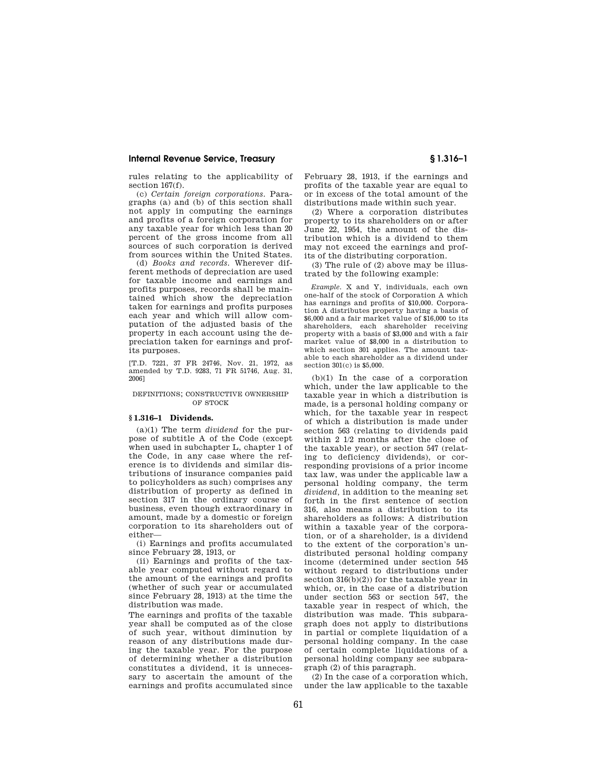rules relating to the applicability of section 167(f).

(c) *Certain foreign corporations.* Paragraphs (a) and (b) of this section shall not apply in computing the earnings and profits of a foreign corporation for any taxable year for which less than 20 percent of the gross income from all sources of such corporation is derived from sources within the United States.

(d) *Books and records.* Wherever different methods of depreciation are used for taxable income and earnings and profits purposes, records shall be maintained which show the depreciation taken for earnings and profits purposes each year and which will allow computation of the adjusted basis of the property in each account using the depreciation taken for earnings and profits purposes.

[T.D. 7221, 37 FR 24746, Nov. 21, 1972, as amended by T.D. 9283, 71 FR 51746, Aug. 31, 2006]

DEFINITIONS; CONSTRUCTIVE OWNERSHIP OF STOCK

## § 1.316–1 Dividends.

(a)(1) The term *dividend* for the purpose of subtitle A of the Code (except when used in subchapter L, chapter 1 of the Code, in any case where the reference is to dividends and similar distributions of insurance companies paid to policyholders as such) comprises any distribution of property as defined in section 317 in the ordinary course of business, even though extraordinary in amount, made by a domestic or foreign corporation to its shareholders out of either—

(i) Earnings and profits accumulated since February 28, 1913, or

(ii) Earnings and profits of the taxable year computed without regard to the amount of the earnings and profits (whether of such year or accumulated since February 28, 1913) at the time the distribution was made.

The earnings and profits of the taxable year shall be computed as of the close of such year, without diminution by reason of any distributions made during the taxable year. For the purpose of determining whether a distribution constitutes a dividend, it is unnecessary to ascertain the amount of the earnings and profits accumulated since February 28, 1913, if the earnings and profits of the taxable year are equal to or in excess of the total amount of the distributions made within such year.

(2) Where a corporation distributes property to its shareholders on or after June 22, 1954, the amount of the distribution which is a dividend to them may not exceed the earnings and profits of the distributing corporation.

(3) The rule of (2) above may be illustrated by the following example:

*Example.* X and Y, individuals, each own one-half of the stock of Corporation A which has earnings and profits of $10,000. Corporation A distributes property having a basis of $6,000 and a fair market value of $16,000 to its shareholders, each shareholder receiving property with a basis of $3,000 and with a fair market value of $8,000 in a distribution to which section 301 applies. The amount taxable to each shareholder as a dividend under section 301(c) is $5,000.

(b)(1) In the case of a corporation which, under the law applicable to the taxable year in which a distribution is made, is a personal holding company or which, for the taxable year in respect of which a distribution is made under section 563 (relating to dividends paid within 2 1/2 months after the close of the taxable year), or section 547 (relating to deficiency dividends), or corresponding provisions of a prior income tax law, was under the applicable law a personal holding company, the term *dividend,* in addition to the meaning set forth in the first sentence of section 316, also means a distribution to its shareholders as follows: A distribution within a taxable year of the corporation, or of a shareholder, is a dividend to the extent of the corporation's undistributed personal holding company income (determined under section 545 without regard to distributions under section 316(b)(2)) for the taxable year in which, or, in the case of a distribution under section 563 or section 547, the taxable year in respect of which, the distribution was made. This subparagraph does not apply to distributions in partial or complete liquidation of a personal holding company. In the case of certain complete liquidations of a personal holding company see subparagraph (2) of this paragraph.

(2) In the case of a corporation which, under the law applicable to the taxable